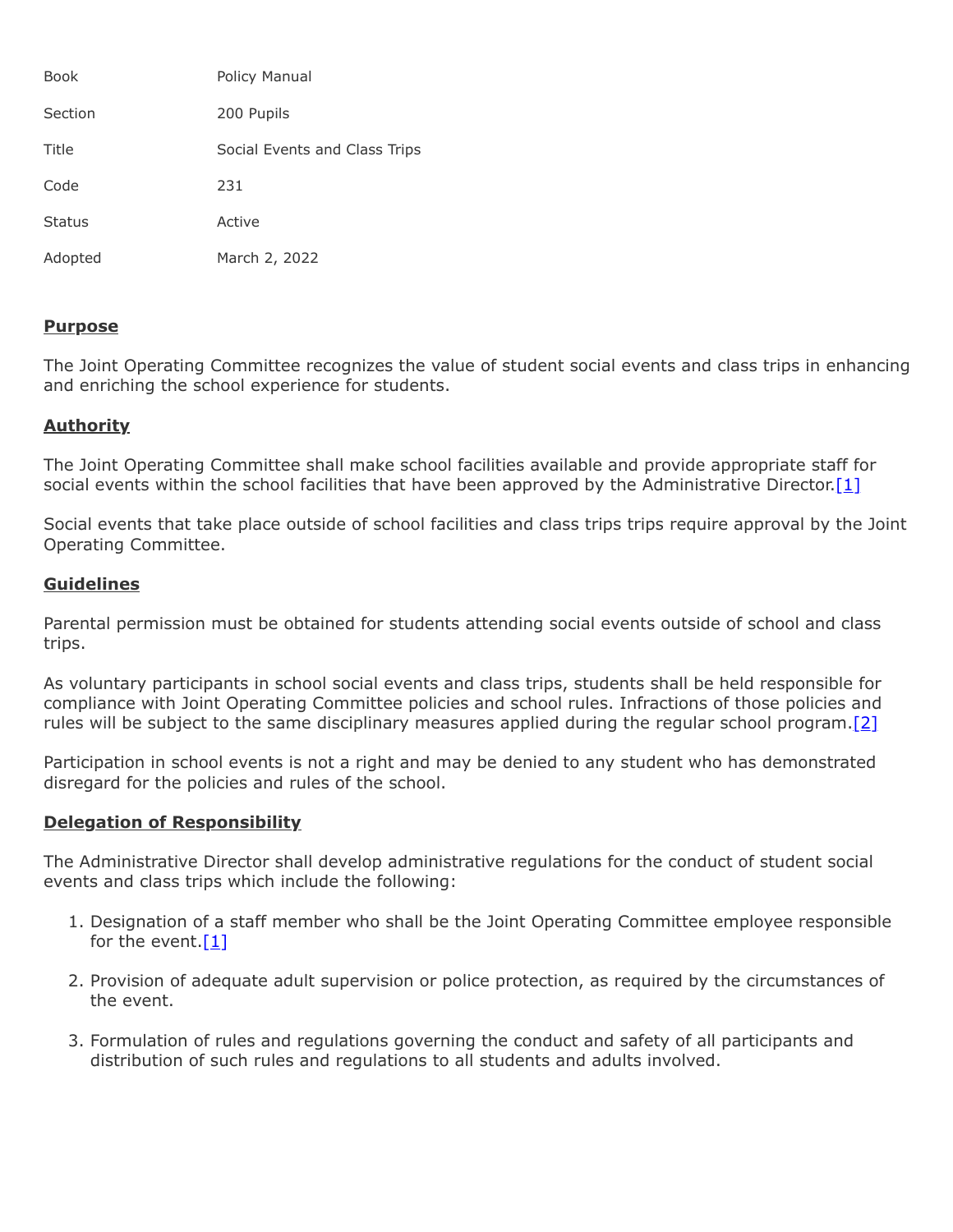| | |
|---|---|
| Book | Policy Manual |
| Section | 200 Pupils |
| Title | Social Events and Class Trips |
| Code | 231 |
| Status | Active |
| Adopted | March 2, 2022 |

## Purpose

The Joint Operating Committee recognizes the value of student social events and class trips in enhancing and enriching the school experience for students.

## Authority

The Joint Operating Committee shall make school facilities available and provide appropriate staff for social events within the school facilities that have been approved by the Administrative Director.[1]

Social events that take place outside of school facilities and class trips trips require approval by the Joint Operating Committee.

## Guidelines

Parental permission must be obtained for students attending social events outside of school and class trips.

As voluntary participants in school social events and class trips, students shall be held responsible for compliance with Joint Operating Committee policies and school rules. Infractions of those policies and rules will be subject to the same disciplinary measures applied during the regular school program.[2]

Participation in school events is not a right and may be denied to any student who has demonstrated disregard for the policies and rules of the school.

## Delegation of Responsibility

The Administrative Director shall develop administrative regulations for the conduct of student social events and class trips which include the following:

1. Designation of a staff member who shall be the Joint Operating Committee employee responsible for the event.[1]
2. Provision of adequate adult supervision or police protection, as required by the circumstances of the event.
3. Formulation of rules and regulations governing the conduct and safety of all participants and distribution of such rules and regulations to all students and adults involved.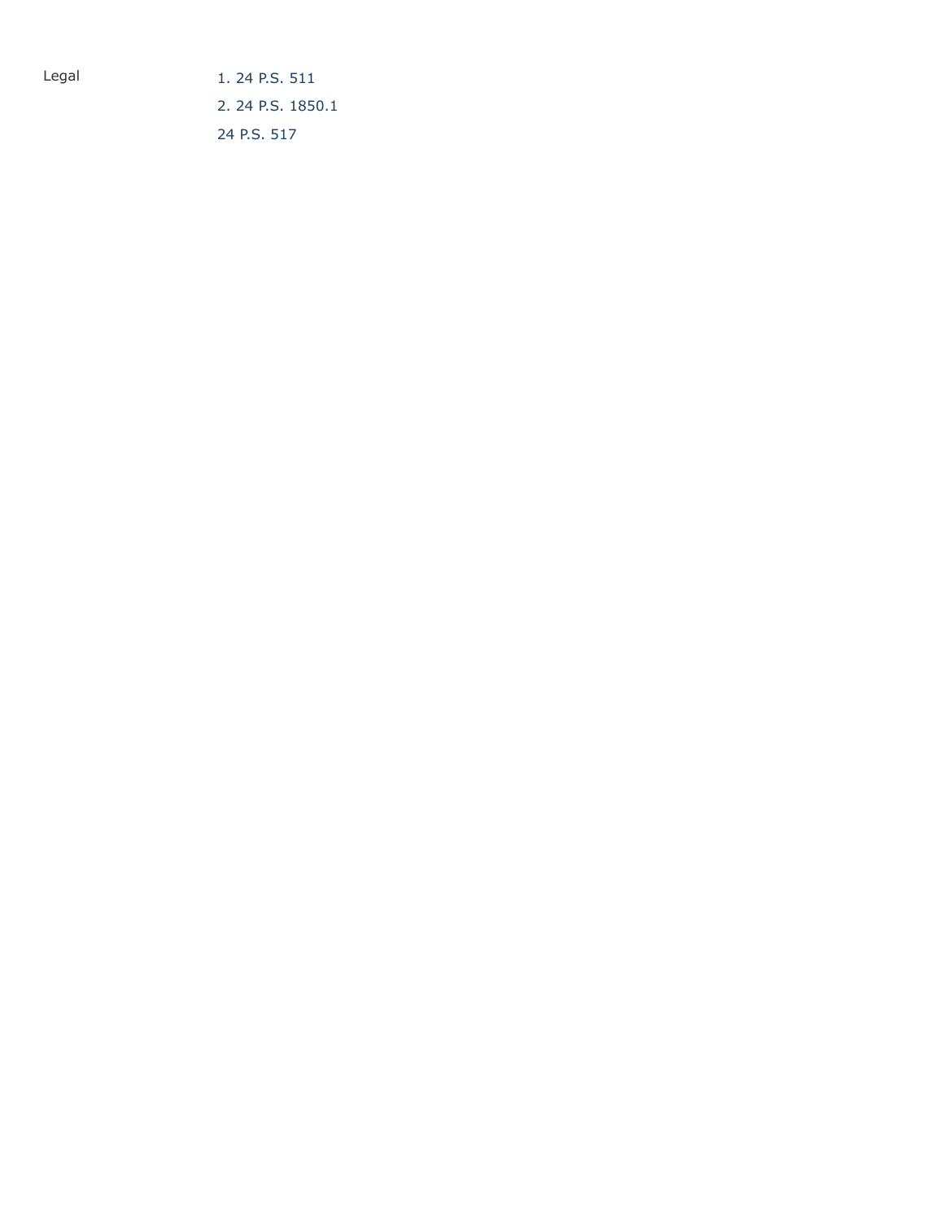Legal

1. 24 P.S. 511
2. 24 P.S. 1850.1

24 P.S. 517